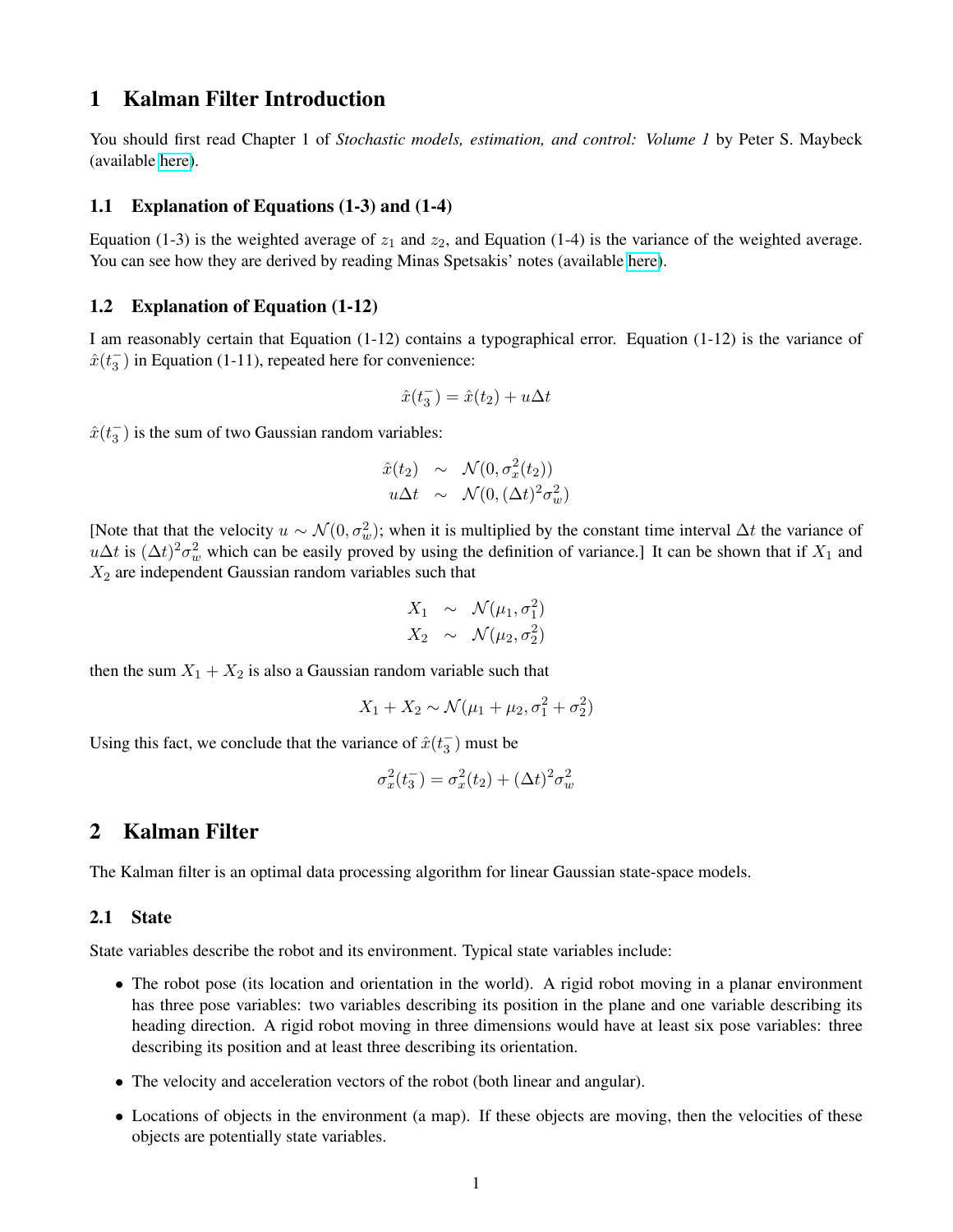# 1 Kalman Filter Introduction

You should first read Chapter 1 of *Stochastic models, estimation, and control: Volume 1* by Peter S. Maybeck (available here).

## 1.1 Explanation of Equations (1-3) and (1-4)

Equation (1-3) is the weighted average of $z_1$ and $z_2$, and Equation (1-4) is the variance of the weighted average. You can see how they are derived by reading Minas Spetsakis' notes (available here).

## 1.2 Explanation of Equation (1-12)

I am reasonably certain that Equation (1-12) contains a typographical error. Equation (1-12) is the variance of $\hat{x}(t_3^-)$ in Equation (1-11), repeated here for convenience:

$$\hat{x}(t_3^-) = \hat{x}(t_2) + u\Delta t$$

$\hat{x}(t_3^-)$ is the sum of two Gaussian random variables:

$$\begin{aligned} \hat{x}(t_2) &\sim \mathcal{N}(0, \sigma_x^2(t_2)) \\ u\Delta t &\sim \mathcal{N}(0, (\Delta t)^2\sigma_w^2) \end{aligned}$$

[Note that that the velocity $u \sim \mathcal{N}(0, \sigma_w^2)$; when it is multiplied by the constant time interval $\Delta t$ the variance of $u\Delta t$ is $(\Delta t)^2\sigma_w^2$ which can be easily proved by using the definition of variance.] It can be shown that if $X_1$ and $X_2$ are independent Gaussian random variables such that

$$\begin{aligned} X_1 &\sim \mathcal{N}(\mu_1, \sigma_1^2) \\ X_2 &\sim \mathcal{N}(\mu_2, \sigma_2^2) \end{aligned}$$

then the sum $X_1 + X_2$ is also a Gaussian random variable such that

$$X_1 + X_2 \sim \mathcal{N}(\mu_1 + \mu_2, \sigma_1^2 + \sigma_2^2)$$

Using this fact, we conclude that the variance of $\hat{x}(t_3^-)$ must be

$$\sigma_x^2(t_3^-) = \sigma_x^2(t_2) + (\Delta t)^2\sigma_w^2$$

# 2 Kalman Filter

The Kalman filter is an optimal data processing algorithm for linear Gaussian state-space models.

## 2.1 State

State variables describe the robot and its environment. Typical state variables include:

- The robot pose (its location and orientation in the world). A rigid robot moving in a planar environment has three pose variables: two variables describing its position in the plane and one variable describing its heading direction. A rigid robot moving in three dimensions would have at least six pose variables: three describing its position and at least three describing its orientation.
- The velocity and acceleration vectors of the robot (both linear and angular).
- Locations of objects in the environment (a map). If these objects are moving, then the velocities of these objects are potentially state variables.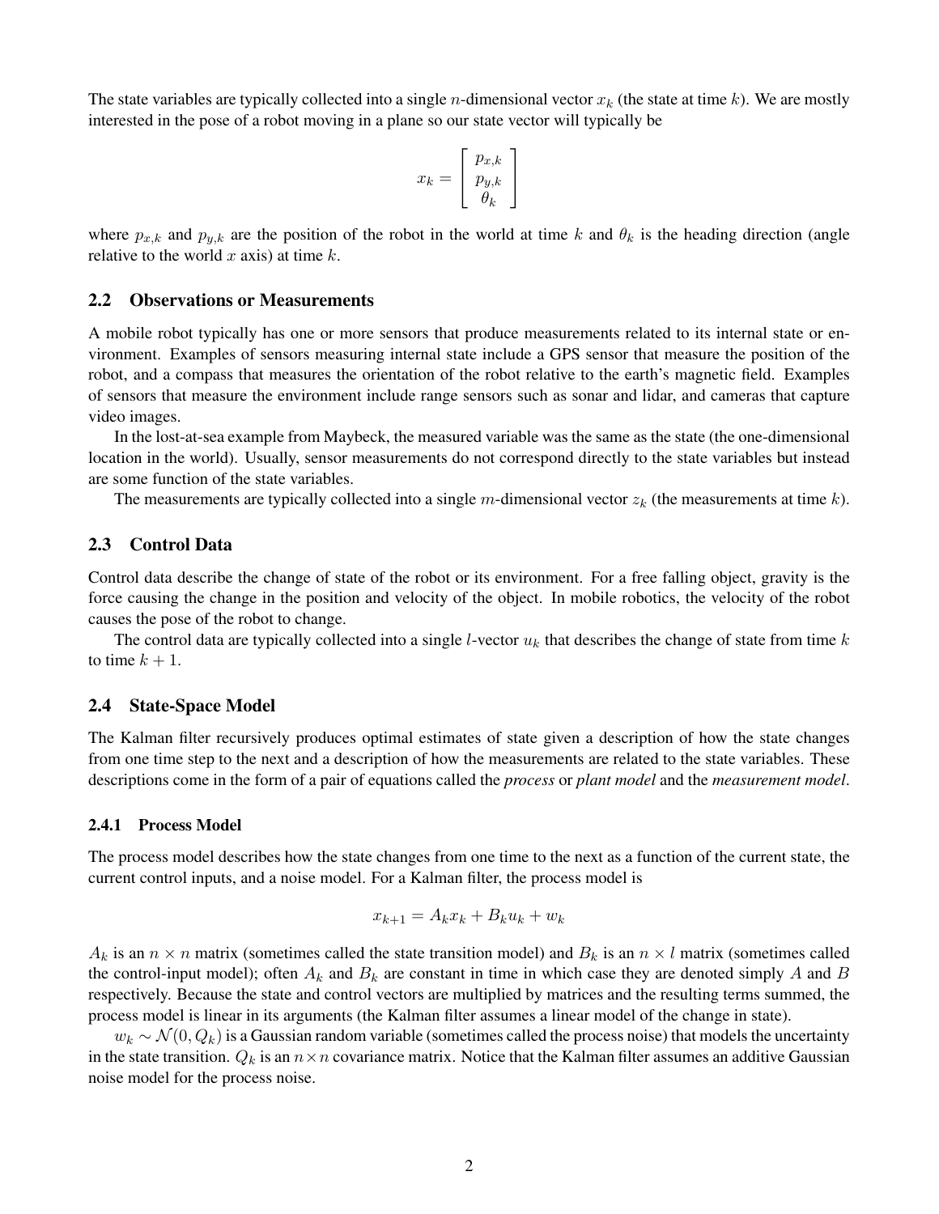The state variables are typically collected into a single $n$-dimensional vector $x_k$ (the state at time $k$). We are mostly interested in the pose of a robot moving in a plane so our state vector will typically be

$$x_k = \begin{bmatrix} p_{x,k} \\ p_{y,k} \\ \theta_k \end{bmatrix}$$

where $p_{x,k}$ and $p_{y,k}$ are the position of the robot in the world at time $k$ and $\theta_k$ is the heading direction (angle relative to the world $x$ axis) at time $k$.

## 2.2 Observations or Measurements

A mobile robot typically has one or more sensors that produce measurements related to its internal state or environment. Examples of sensors measuring internal state include a GPS sensor that measure the position of the robot, and a compass that measures the orientation of the robot relative to the earth's magnetic field. Examples of sensors that measure the environment include range sensors such as sonar and lidar, and cameras that capture video images.

In the lost-at-sea example from Maybeck, the measured variable was the same as the state (the one-dimensional location in the world). Usually, sensor measurements do not correspond directly to the state variables but instead are some function of the state variables.

The measurements are typically collected into a single $m$-dimensional vector $z_k$ (the measurements at time $k$).

## 2.3 Control Data

Control data describe the change of state of the robot or its environment. For a free falling object, gravity is the force causing the change in the position and velocity of the object. In mobile robotics, the velocity of the robot causes the pose of the robot to change.

The control data are typically collected into a single $l$-vector $u_k$ that describes the change of state from time $k$ to time $k + 1$.

## 2.4 State-Space Model

The Kalman filter recursively produces optimal estimates of state given a description of how the state changes from one time step to the next and a description of how the measurements are related to the state variables. These descriptions come in the form of a pair of equations called the *process* or *plant model* and the *measurement model*.

### 2.4.1 Process Model

The process model describes how the state changes from one time to the next as a function of the current state, the current control inputs, and a noise model. For a Kalman filter, the process model is

$$x_{k+1} = A_k x_k + B_k u_k + w_k$$

$A_k$ is an $n \times n$ matrix (sometimes called the state transition model) and $B_k$ is an $n \times l$ matrix (sometimes called the control-input model); often $A_k$ and $B_k$ are constant in time in which case they are denoted simply $A$ and $B$ respectively. Because the state and control vectors are multiplied by matrices and the resulting terms summed, the process model is linear in its arguments (the Kalman filter assumes a linear model of the change in state).

$w_k \sim \mathcal{N}(0, Q_k)$ is a Gaussian random variable (sometimes called the process noise) that models the uncertainty in the state transition. $Q_k$ is an $n \times n$ covariance matrix. Notice that the Kalman filter assumes an additive Gaussian noise model for the process noise.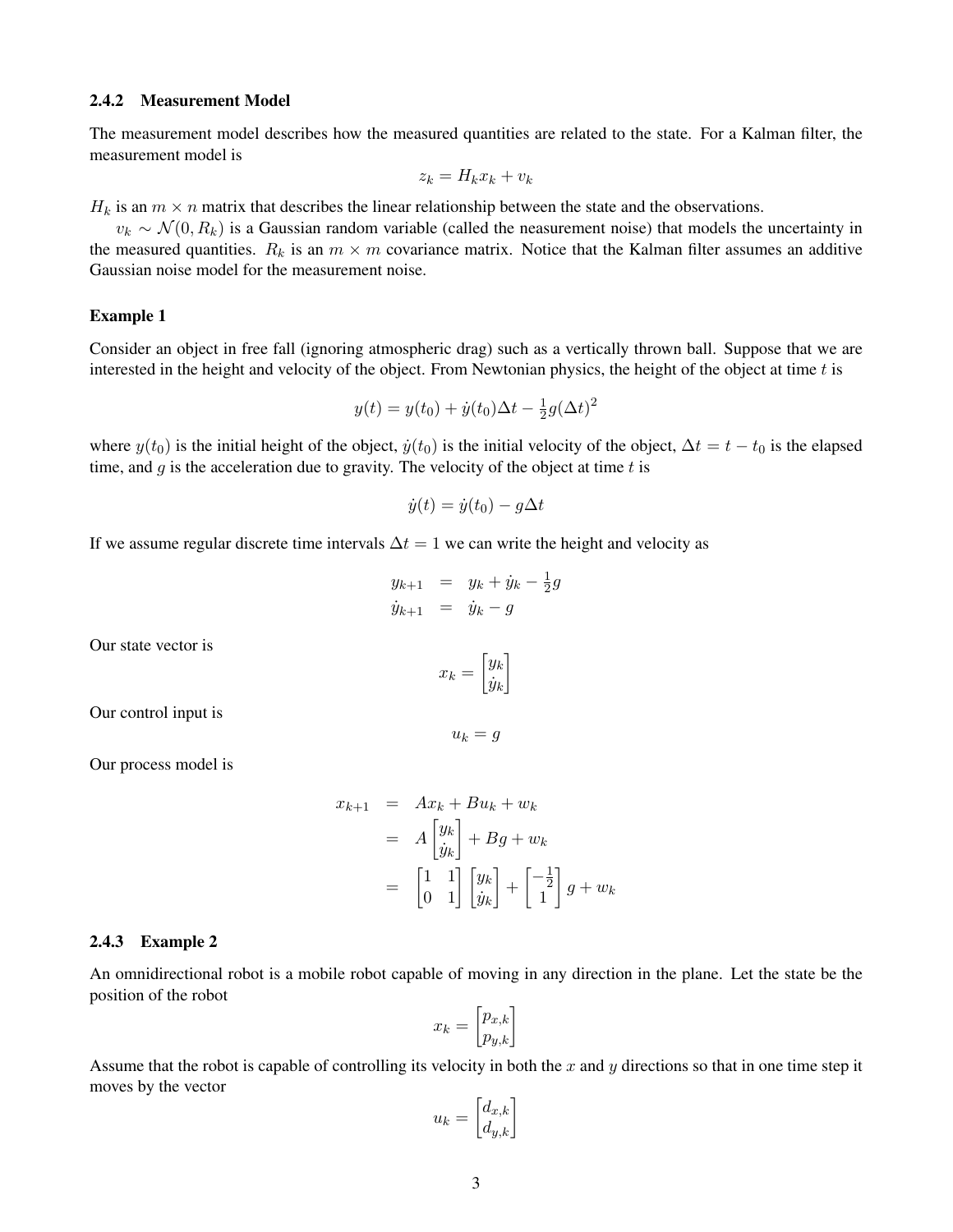### 2.4.2 Measurement Model

The measurement model describes how the measured quantities are related to the state. For a Kalman filter, the measurement model is

$$z_k = H_k x_k + v_k$$

$H_k$ is an $m \times n$ matrix that describes the linear relationship between the state and the observations.

$v_k \sim \mathcal{N}(0, R_k)$ is a Gaussian random variable (called the neasurement noise) that models the uncertainty in the measured quantities. $R_k$ is an $m \times m$ covariance matrix. Notice that the Kalman filter assumes an additive Gaussian noise model for the measurement noise.

#### Example 1

Consider an object in free fall (ignoring atmospheric drag) such as a vertically thrown ball. Suppose that we are interested in the height and velocity of the object. From Newtonian physics, the height of the object at time $t$ is

$$y(t) = y(t_0) + \dot{y}(t_0)\Delta t - \tfrac{1}{2}g(\Delta t)^2$$

where $y(t_0)$ is the initial height of the object, $\dot{y}(t_0)$ is the initial velocity of the object, $\Delta t = t - t_0$ is the elapsed time, and $g$ is the acceleration due to gravity. The velocity of the object at time $t$ is

$$\dot{y}(t) = \dot{y}(t_0) - g\Delta t$$

If we assume regular discrete time intervals $\Delta t = 1$ we can write the height and velocity as

$$\begin{aligned} y_{k+1} &= y_k + \dot{y}_k - \tfrac{1}{2}g \\ \dot{y}_{k+1} &= \dot{y}_k - g \end{aligned}$$

Our state vector is

$$x_k = \begin{bmatrix} y_k \\ \dot{y}_k \end{bmatrix}$$

Our control input is

$$u_k = g$$

Our process model is

$$\begin{aligned} x_{k+1} &= Ax_k + Bu_k + w_k \\ &= A\begin{bmatrix} y_k \\ \dot{y}_k \end{bmatrix} + Bg + w_k \\ &= \begin{bmatrix} 1 & 1 \\ 0 & 1 \end{bmatrix}\begin{bmatrix} y_k \\ \dot{y}_k \end{bmatrix} + \begin{bmatrix} -\frac{1}{2} \\ 1 \end{bmatrix} g + w_k \end{aligned}$$

### 2.4.3 Example 2

An omnidirectional robot is a mobile robot capable of moving in any direction in the plane. Let the state be the position of the robot

$$x_k = \begin{bmatrix} p_{x,k} \\ p_{y,k} \end{bmatrix}$$

Assume that the robot is capable of controlling its velocity in both the $x$ and $y$ directions so that in one time step it moves by the vector

$$u_k = \begin{bmatrix} d_{x,k} \\ d_{y,k} \end{bmatrix}$$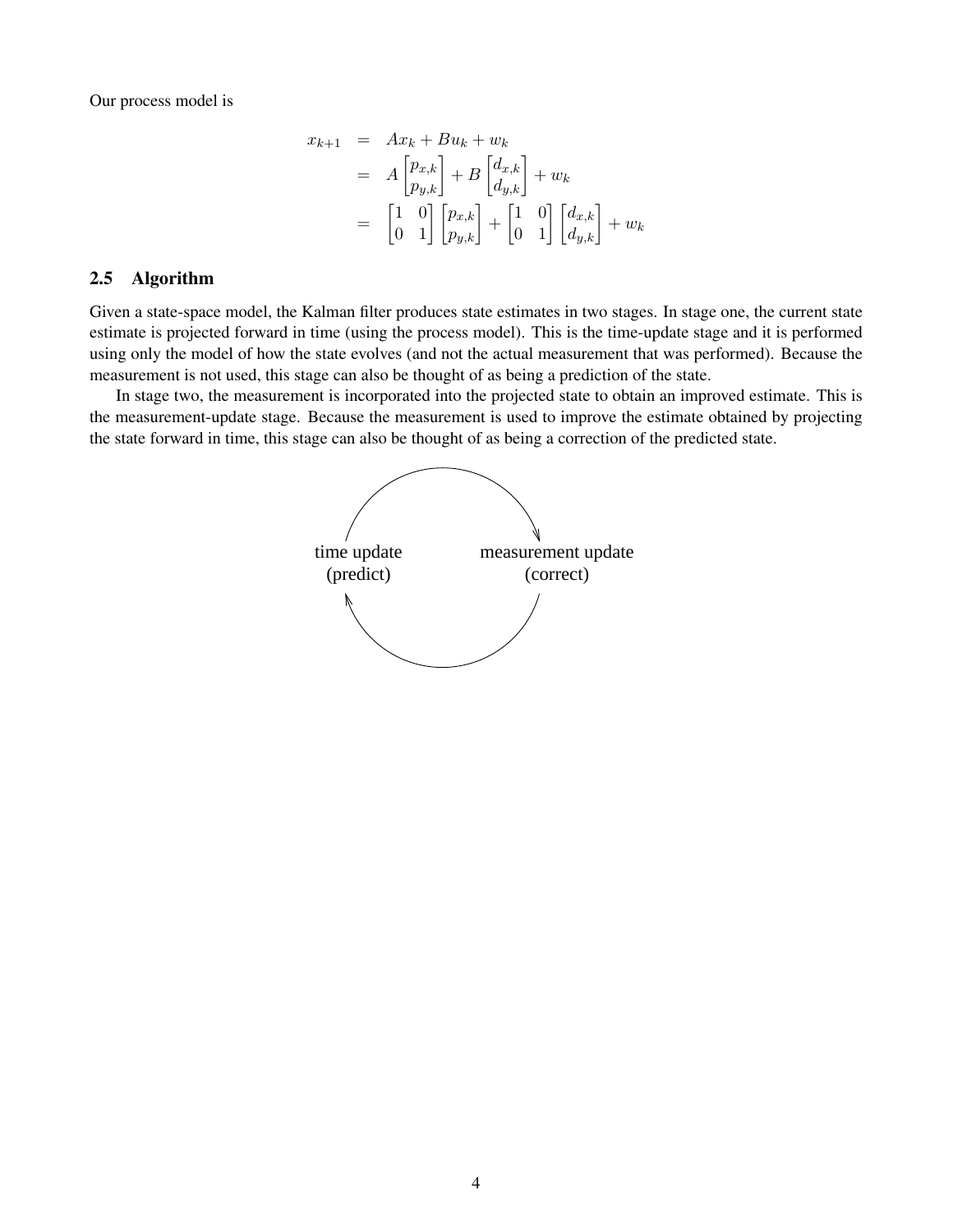Our process model is

$$
\begin{aligned}
x_{k+1} &= Ax_k + Bu_k + w_k \\
&= A \begin{bmatrix} p_{x,k} \\ p_{y,k} \end{bmatrix} + B \begin{bmatrix} d_{x,k} \\ d_{y,k} \end{bmatrix} + w_k \\
&= \begin{bmatrix} 1 & 0 \\ 0 & 1 \end{bmatrix} \begin{bmatrix} p_{x,k} \\ p_{y,k} \end{bmatrix} + \begin{bmatrix} 1 & 0 \\ 0 & 1 \end{bmatrix} \begin{bmatrix} d_{x,k} \\ d_{y,k} \end{bmatrix} + w_k
\end{aligned}
$$

## 2.5 Algorithm

Given a state-space model, the Kalman filter produces state estimates in two stages. In stage one, the current state estimate is projected forward in time (using the process model). This is the time-update stage and it is performed using only the model of how the state evolves (and not the actual measurement that was performed). Because the measurement is not used, this stage can also be thought of as being a prediction of the state.

In stage two, the measurement is incorporated into the projected state to obtain an improved estimate. This is the measurement-update stage. Because the measurement is used to improve the estimate obtained by projecting the state forward in time, this stage can also be thought of as being a correction of the predicted state.

time update (predict) → measurement update (correct) → time update (predict)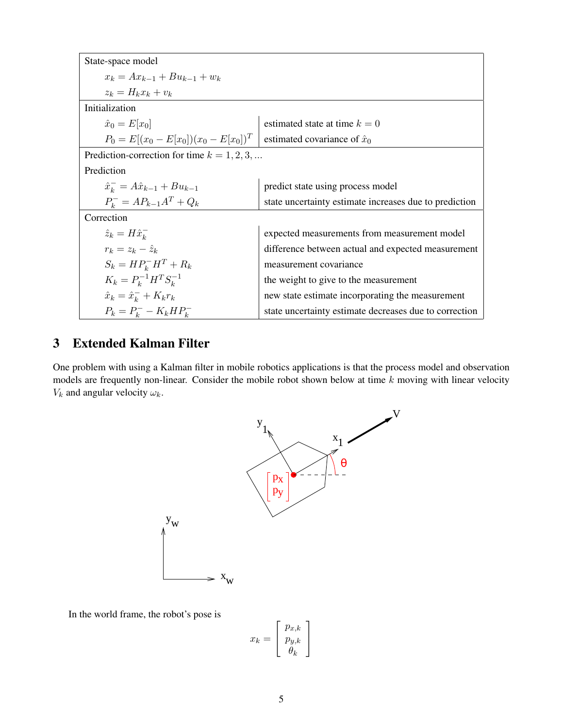| | |
|---|---|
| **State-space model** | |
| $x_k = Ax_{k-1} + Bu_{k-1} + w_k$ | |
| $z_k = H_k x_k + v_k$ | |
| **Initialization** | |
| $\hat{x}_0 = E[x_0]$ | estimated state at time $k = 0$ |
| $P_0 = E[(x_0 - E[x_0])(x_0 - E[x_0])^T$ | estimated covariance of $\hat{x}_0$ |
| **Prediction-correction for time $k = 1, 2, 3, \ldots$** | |
| **Prediction** | |
| $\hat{x}_k^- = A\hat{x}_{k-1} + Bu_{k-1}$ | predict state using process model |
| $P_k^- = AP_{k-1}A^T + Q_k$ | state uncertainty estimate increases due to prediction |
| **Correction** | |
| $\hat{z}_k = H\hat{x}_k^-$ | expected measurements from measurement model |
| $r_k = z_k - \hat{z}_k$ | difference between actual and expected measurement |
| $S_k = HP_k^- H^T + R_k$ | measurement covariance |
| $K_k = P_k^{-1} H^T S_k^{-1}$ | the weight to give to the measurement |
| $\hat{x}_k = \hat{x}_k^- + K_k r_k$ | new state estimate incorporating the measurement |
| $P_k = P_k^- - K_k H P_k^-$ | state uncertainty estimate decreases due to correction |

## 3 Extended Kalman Filter

One problem with using a Kalman filter in mobile robotics applications is that the process model and observation models are frequently non-linear. Consider the mobile robot shown below at time $k$ moving with linear velocity $V_k$ and angular velocity $\omega_k$.

In the world frame, the robot's pose is

$$x_k = \begin{bmatrix} p_{x,k} \\ p_{y,k} \\ \theta_k \end{bmatrix}$$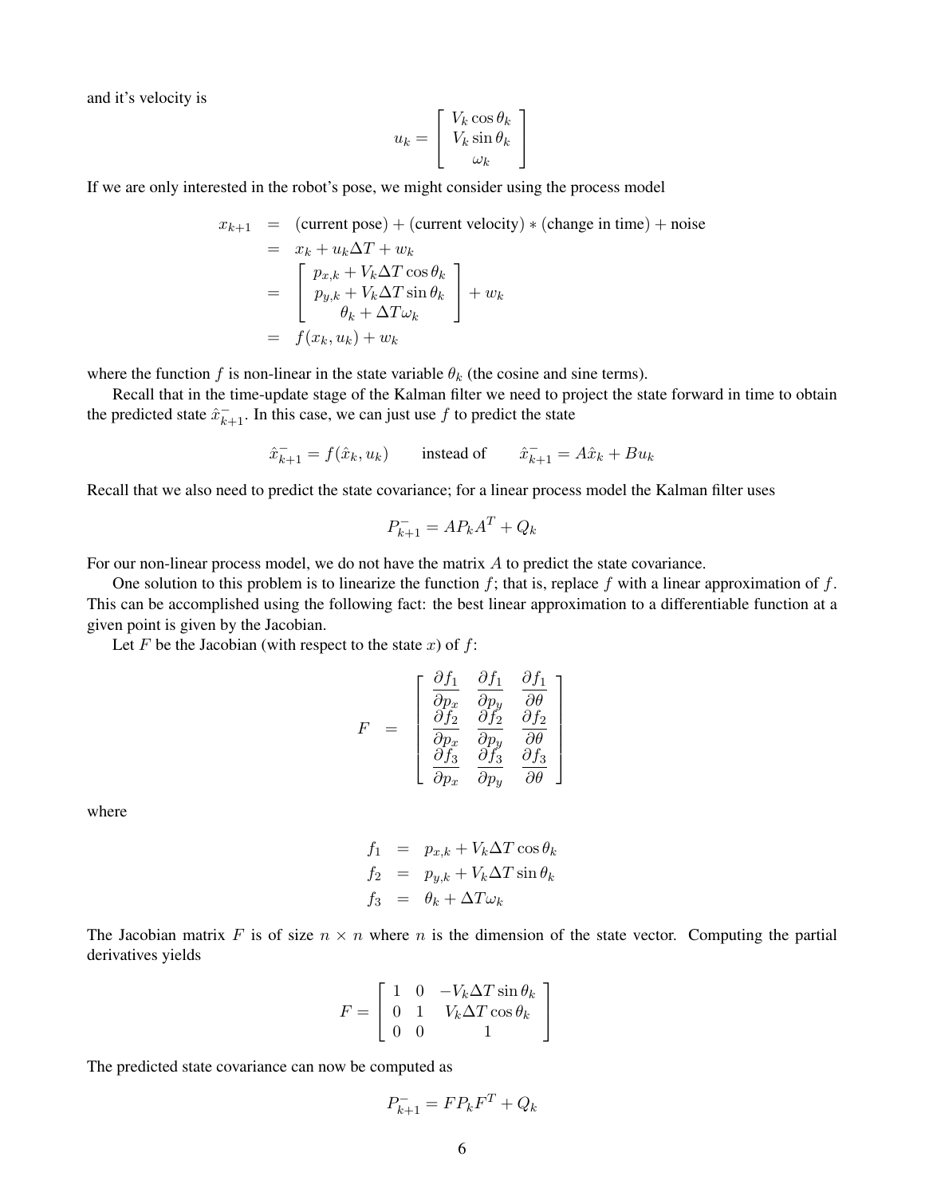and it's velocity is

$$
u_k = \begin{bmatrix} V_k \cos\theta_k \\ V_k \sin\theta_k \\ \omega_k \end{bmatrix}
$$

If we are only interested in the robot's pose, we might consider using the process model

$$
\begin{aligned}
x_{k+1} &= \text{(current pose)} + \text{(current velocity)} * \text{(change in time)} + \text{noise} \\
&= x_k + u_k \Delta T + w_k \\
&= \begin{bmatrix} p_{x,k} + V_k \Delta T \cos\theta_k \\ p_{y,k} + V_k \Delta T \sin\theta_k \\ \theta_k + \Delta T \omega_k \end{bmatrix} + w_k \\
&= f(x_k, u_k) + w_k
\end{aligned}
$$

where the function $f$ is non-linear in the state variable $\theta_k$ (the cosine and sine terms).

Recall that in the time-update stage of the Kalman filter we need to project the state forward in time to obtain the predicted state $\hat{x}_{k+1}^-$. In this case, we can just use $f$ to predict the state

$$
\hat{x}_{k+1}^- = f(\hat{x}_k, u_k) \qquad \text{instead of} \qquad \hat{x}_{k+1}^- = A\hat{x}_k + Bu_k
$$

Recall that we also need to predict the state covariance; for a linear process model the Kalman filter uses

$$
P_{k+1}^- = A P_k A^T + Q_k
$$

For our non-linear process model, we do not have the matrix $A$ to predict the state covariance.

One solution to this problem is to linearize the function $f$; that is, replace $f$ with a linear approximation of $f$. This can be accomplished using the following fact: the best linear approximation to a differentiable function at a given point is given by the Jacobian.

Let $F$ be the Jacobian (with respect to the state $x$) of $f$:

$$
F = \begin{bmatrix}
\frac{\partial f_1}{\partial p_x} & \frac{\partial f_1}{\partial p_y} & \frac{\partial f_1}{\partial \theta} \\
\frac{\partial f_2}{\partial p_x} & \frac{\partial f_2}{\partial p_y} & \frac{\partial f_2}{\partial \theta} \\
\frac{\partial f_3}{\partial p_x} & \frac{\partial f_3}{\partial p_y} & \frac{\partial f_3}{\partial \theta}
\end{bmatrix}
$$

where

$$
\begin{aligned}
f_1 &= p_{x,k} + V_k \Delta T \cos\theta_k \\
f_2 &= p_{y,k} + V_k \Delta T \sin\theta_k \\
f_3 &= \theta_k + \Delta T \omega_k
\end{aligned}
$$

The Jacobian matrix $F$ is of size $n \times n$ where $n$ is the dimension of the state vector. Computing the partial derivatives yields

$$
F = \begin{bmatrix} 1 & 0 & -V_k \Delta T \sin\theta_k \\ 0 & 1 & V_k \Delta T \cos\theta_k \\ 0 & 0 & 1 \end{bmatrix}
$$

The predicted state covariance can now be computed as

$$
P_{k+1}^- = F P_k F^T + Q_k
$$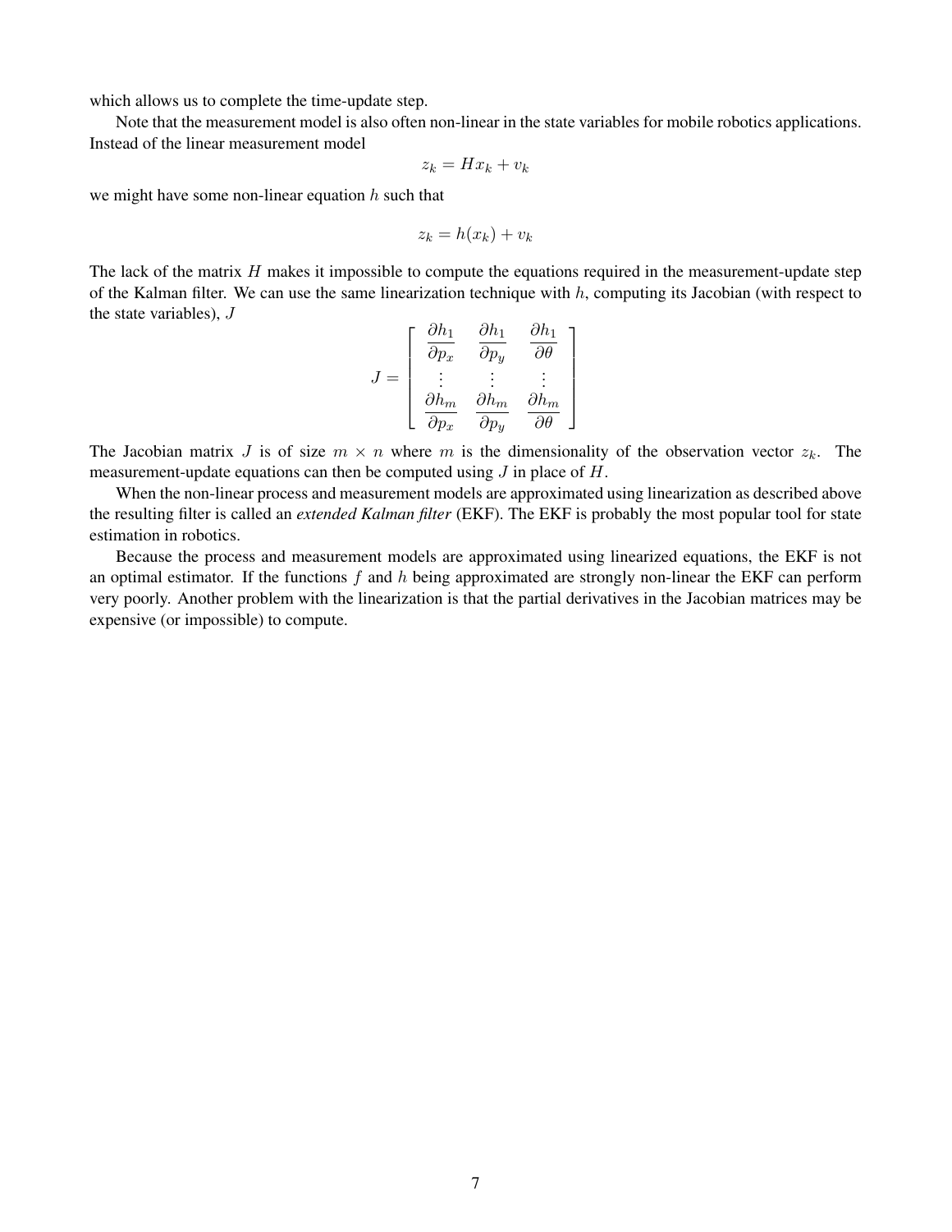which allows us to complete the time-update step.

Note that the measurement model is also often non-linear in the state variables for mobile robotics applications. Instead of the linear measurement model

$$z_k = Hx_k + v_k$$

we might have some non-linear equation $h$ such that

$$z_k = h(x_k) + v_k$$

The lack of the matrix $H$ makes it impossible to compute the equations required in the measurement-update step of the Kalman filter. We can use the same linearization technique with $h$, computing its Jacobian (with respect to the state variables), $J$

$$J = \begin{bmatrix} \dfrac{\partial h_1}{\partial p_x} & \dfrac{\partial h_1}{\partial p_y} & \dfrac{\partial h_1}{\partial \theta} \\ \vdots & \vdots & \vdots \\ \dfrac{\partial h_m}{\partial p_x} & \dfrac{\partial h_m}{\partial p_y} & \dfrac{\partial h_m}{\partial \theta} \end{bmatrix}$$

The Jacobian matrix $J$ is of size $m \times n$ where $m$ is the dimensionality of the observation vector $z_k$. The measurement-update equations can then be computed using $J$ in place of $H$.

When the non-linear process and measurement models are approximated using linearization as described above the resulting filter is called an *extended Kalman filter* (EKF). The EKF is probably the most popular tool for state estimation in robotics.

Because the process and measurement models are approximated using linearized equations, the EKF is not an optimal estimator. If the functions $f$ and $h$ being approximated are strongly non-linear the EKF can perform very poorly. Another problem with the linearization is that the partial derivatives in the Jacobian matrices may be expensive (or impossible) to compute.